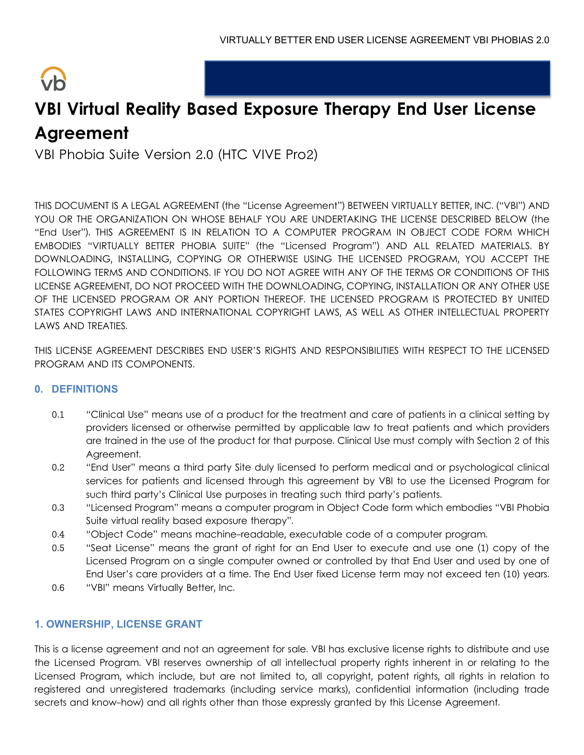# VBI Virtual Reality Based Exposure Therapy End User License Agreement

VBI Phobia Suite Version 2.0 (HTC VIVE Pro2)

THIS DOCUMENT IS A LEGAL AGREEMENT (the "License Agreement") BETWEEN VIRTUALLY BETTER, INC. ("VBI") AND YOU OR THE ORGANIZATION ON WHOSE BEHALF YOU ARE UNDERTAKING THE LICENSE DESCRIBED BELOW (the "End User"). THIS AGREEMENT IS IN RELATION TO A COMPUTER PROGRAM IN OBJECT CODE FORM WHICH EMBODIES "VIRTUALLY BETTER PHOBIA SUITE" (the "Licensed Program") AND ALL RELATED MATERIALS. BY DOWNLOADING, INSTALLING, COPYING OR OTHERWISE USING THE LICENSED PROGRAM, YOU ACCEPT THE FOLLOWING TERMS AND CONDITIONS. IF YOU DO NOT AGREE WITH ANY OF THE TERMS OR CONDITIONS OF THIS LICENSE AGREEMENT, DO NOT PROCEED WITH THE DOWNLOADING, COPYING, INSTALLATION OR ANY OTHER USE OF THE LICENSED PROGRAM OR ANY PORTION THEREOF. THE LICENSED PROGRAM IS PROTECTED BY UNITED STATES COPYRIGHT LAWS AND INTERNATIONAL COPYRIGHT LAWS, AS WELL AS OTHER INTELLECTUAL PROPERTY LAWS AND TREATIES.

THIS LICENSE AGREEMENT DESCRIBES END USER'S RIGHTS AND RESPONSIBILITIES WITH RESPECT TO THE LICENSED PROGRAM AND ITS COMPONENTS.

## 0. DEFINITIONS

0.1 "Clinical Use" means use of a product for the treatment and care of patients in a clinical setting by providers licensed or otherwise permitted by applicable law to treat patients and which providers are trained in the use of the product for that purpose. Clinical Use must comply with Section 2 of this Agreement.

0.2 "End User" means a third party Site duly licensed to perform medical and or psychological clinical services for patients and licensed through this agreement by VBI to use the Licensed Program for such third party's Clinical Use purposes in treating such third party's patients.

0.3 "Licensed Program" means a computer program in Object Code form which embodies "VBI Phobia Suite virtual reality based exposure therapy".

0.4 "Object Code" means machine-readable, executable code of a computer program.

0.5 "Seat License" means the grant of right for an End User to execute and use one (1) copy of the Licensed Program on a single computer owned or controlled by that End User and used by one of End User's care providers at a time. The End User fixed License term may not exceed ten (10) years.

0.6 "VBI" means Virtually Better, Inc.

## 1. OWNERSHIP, LICENSE GRANT

This is a license agreement and not an agreement for sale. VBI has exclusive license rights to distribute and use the Licensed Program. VBI reserves ownership of all intellectual property rights inherent in or relating to the Licensed Program, which include, but are not limited to, all copyright, patent rights, all rights in relation to registered and unregistered trademarks (including service marks), confidential information (including trade secrets and know-how) and all rights other than those expressly granted by this License Agreement.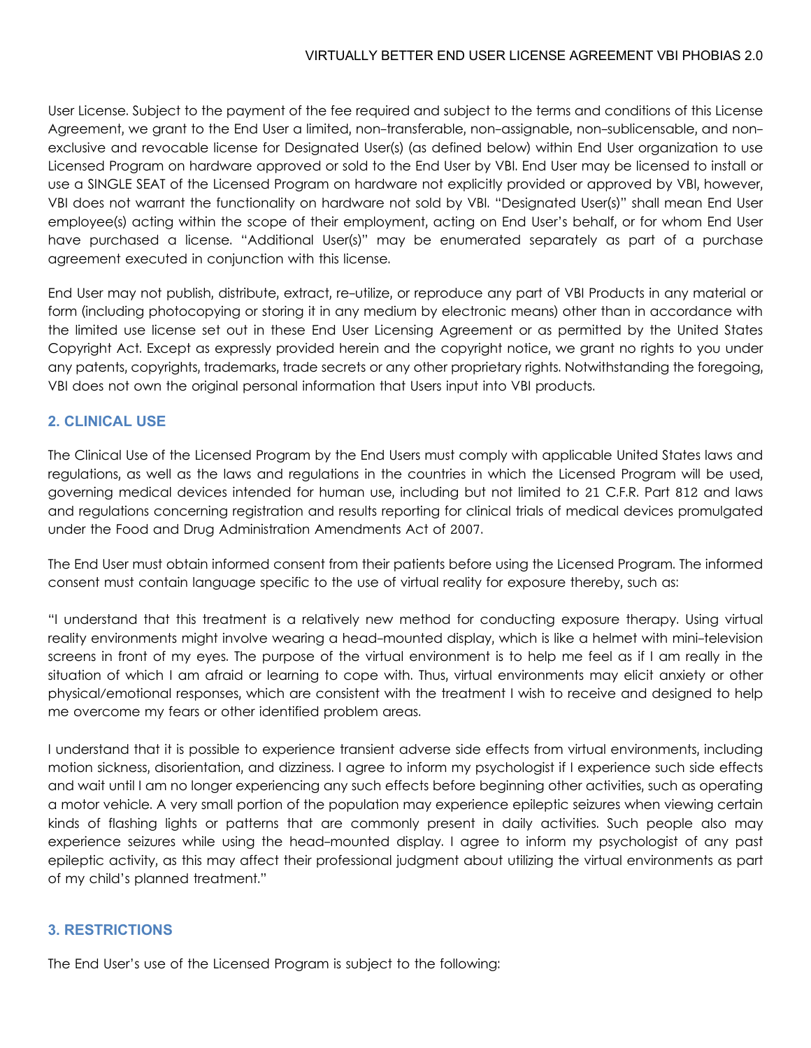User License. Subject to the payment of the fee required and subject to the terms and conditions of this License Agreement, we grant to the End User a limited, non-transferable, non-assignable, non-sublicensable, and non-exclusive and revocable license for Designated User(s) (as defined below) within End User organization to use Licensed Program on hardware approved or sold to the End User by VBI. End User may be licensed to install or use a SINGLE SEAT of the Licensed Program on hardware not explicitly provided or approved by VBI, however, VBI does not warrant the functionality on hardware not sold by VBI. "Designated User(s)" shall mean End User employee(s) acting within the scope of their employment, acting on End User's behalf, or for whom End User have purchased a license. "Additional User(s)" may be enumerated separately as part of a purchase agreement executed in conjunction with this license.

End User may not publish, distribute, extract, re-utilize, or reproduce any part of VBI Products in any material or form (including photocopying or storing it in any medium by electronic means) other than in accordance with the limited use license set out in these End User Licensing Agreement or as permitted by the United States Copyright Act. Except as expressly provided herein and the copyright notice, we grant no rights to you under any patents, copyrights, trademarks, trade secrets or any other proprietary rights. Notwithstanding the foregoing, VBI does not own the original personal information that Users input into VBI products.

## 2. CLINICAL USE

The Clinical Use of the Licensed Program by the End Users must comply with applicable United States laws and regulations, as well as the laws and regulations in the countries in which the Licensed Program will be used, governing medical devices intended for human use, including but not limited to 21 C.F.R. Part 812 and laws and regulations concerning registration and results reporting for clinical trials of medical devices promulgated under the Food and Drug Administration Amendments Act of 2007.

The End User must obtain informed consent from their patients before using the Licensed Program. The informed consent must contain language specific to the use of virtual reality for exposure thereby, such as:

"I understand that this treatment is a relatively new method for conducting exposure therapy. Using virtual reality environments might involve wearing a head-mounted display, which is like a helmet with mini-television screens in front of my eyes. The purpose of the virtual environment is to help me feel as if I am really in the situation of which I am afraid or learning to cope with. Thus, virtual environments may elicit anxiety or other physical/emotional responses, which are consistent with the treatment I wish to receive and designed to help me overcome my fears or other identified problem areas.

I understand that it is possible to experience transient adverse side effects from virtual environments, including motion sickness, disorientation, and dizziness. I agree to inform my psychologist if I experience such side effects and wait until I am no longer experiencing any such effects before beginning other activities, such as operating a motor vehicle. A very small portion of the population may experience epileptic seizures when viewing certain kinds of flashing lights or patterns that are commonly present in daily activities. Such people also may experience seizures while using the head-mounted display. I agree to inform my psychologist of any past epileptic activity, as this may affect their professional judgment about utilizing the virtual environments as part of my child's planned treatment."

## 3. RESTRICTIONS

The End User's use of the Licensed Program is subject to the following: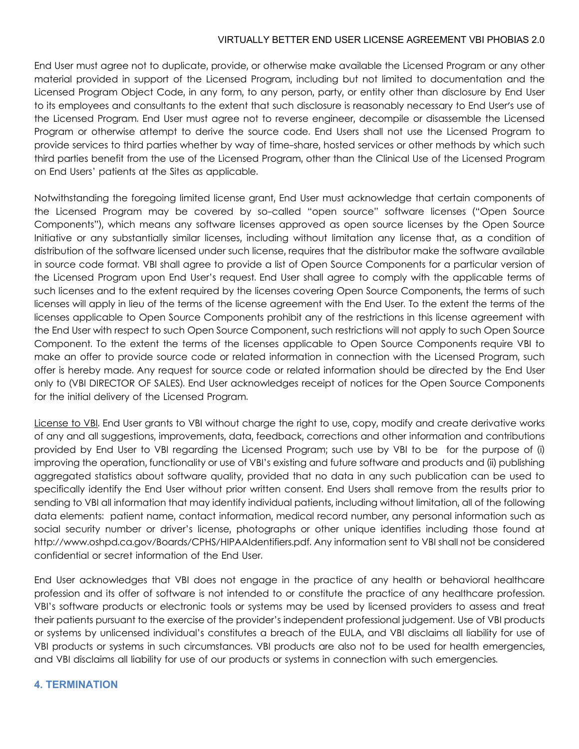End User must agree not to duplicate, provide, or otherwise make available the Licensed Program or any other material provided in support of the Licensed Program, including but not limited to documentation and the Licensed Program Object Code, in any form, to any person, party, or entity other than disclosure by End User to its employees and consultants to the extent that such disclosure is reasonably necessary to End User's use of the Licensed Program. End User must agree not to reverse engineer, decompile or disassemble the Licensed Program or otherwise attempt to derive the source code. End Users shall not use the Licensed Program to provide services to third parties whether by way of time-share, hosted services or other methods by which such third parties benefit from the use of the Licensed Program, other than the Clinical Use of the Licensed Program on End Users' patients at the Sites as applicable.

Notwithstanding the foregoing limited license grant, End User must acknowledge that certain components of the Licensed Program may be covered by so-called "open source" software licenses ("Open Source Components"), which means any software licenses approved as open source licenses by the Open Source Initiative or any substantially similar licenses, including without limitation any license that, as a condition of distribution of the software licensed under such license, requires that the distributor make the software available in source code format. VBI shall agree to provide a list of Open Source Components for a particular version of the Licensed Program upon End User's request. End User shall agree to comply with the applicable terms of such licenses and to the extent required by the licenses covering Open Source Components, the terms of such licenses will apply in lieu of the terms of the license agreement with the End User. To the extent the terms of the licenses applicable to Open Source Components prohibit any of the restrictions in this license agreement with the End User with respect to such Open Source Component, such restrictions will not apply to such Open Source Component. To the extent the terms of the licenses applicable to Open Source Components require VBI to make an offer to provide source code or related information in connection with the Licensed Program, such offer is hereby made. Any request for source code or related information should be directed by the End User only to (VBI DIRECTOR OF SALES). End User acknowledges receipt of notices for the Open Source Components for the initial delivery of the Licensed Program.

License to VBI. End User grants to VBI without charge the right to use, copy, modify and create derivative works of any and all suggestions, improvements, data, feedback, corrections and other information and contributions provided by End User to VBI regarding the Licensed Program; such use by VBI to be for the purpose of (i) improving the operation, functionality or use of VBI's existing and future software and products and (ii) publishing aggregated statistics about software quality, provided that no data in any such publication can be used to specifically identify the End User without prior written consent. End Users shall remove from the results prior to sending to VBI all information that may identify individual patients, including without limitation, all of the following data elements: patient name, contact information, medical record number, any personal information such as social security number or driver's license, photographs or other unique identifies including those found at http://www.oshpd.ca.gov/Boards/CPHS/HIPAAIdentifiers.pdf. Any information sent to VBI shall not be considered confidential or secret information of the End User.

End User acknowledges that VBI does not engage in the practice of any health or behavioral healthcare profession and its offer of software is not intended to or constitute the practice of any healthcare profession. VBI's software products or electronic tools or systems may be used by licensed providers to assess and treat their patients pursuant to the exercise of the provider's independent professional judgement. Use of VBI products or systems by unlicensed individual's constitutes a breach of the EULA, and VBI disclaims all liability for use of VBI products or systems in such circumstances. VBI products are also not to be used for health emergencies, and VBI disclaims all liability for use of our products or systems in connection with such emergencies.

## 4. TERMINATION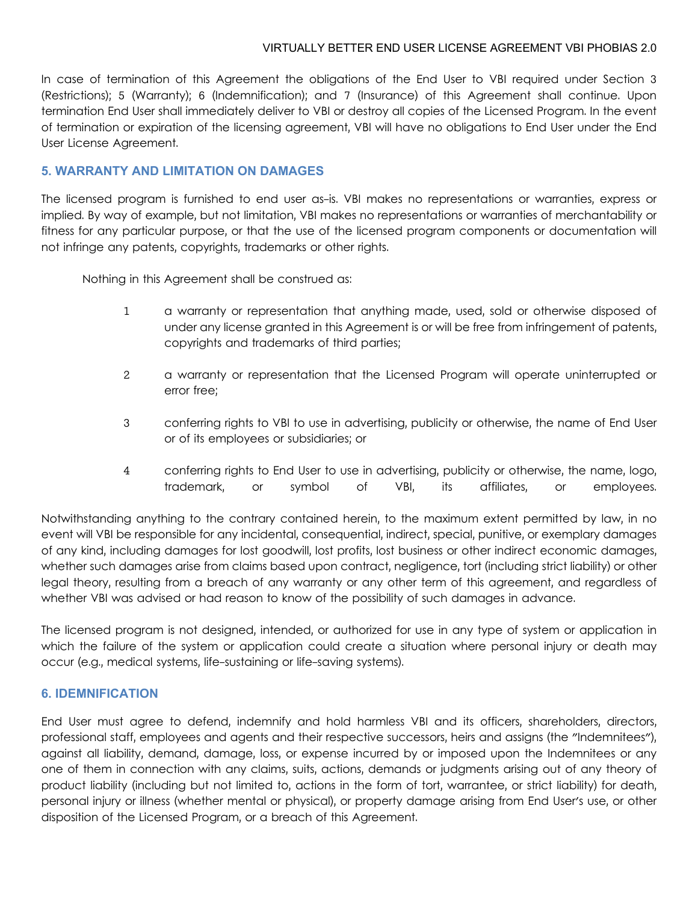In case of termination of this Agreement the obligations of the End User to VBI required under Section 3 (Restrictions); 5 (Warranty); 6 (Indemnification); and 7 (Insurance) of this Agreement shall continue. Upon termination End User shall immediately deliver to VBI or destroy all copies of the Licensed Program. In the event of termination or expiration of the licensing agreement, VBI will have no obligations to End User under the End User License Agreement.

## 5. WARRANTY AND LIMITATION ON DAMAGES

The licensed program is furnished to end user as-is. VBI makes no representations or warranties, express or implied. By way of example, but not limitation, VBI makes no representations or warranties of merchantability or fitness for any particular purpose, or that the use of the licensed program components or documentation will not infringe any patents, copyrights, trademarks or other rights.

Nothing in this Agreement shall be construed as:

1. a warranty or representation that anything made, used, sold or otherwise disposed of under any license granted in this Agreement is or will be free from infringement of patents, copyrights and trademarks of third parties;

2. a warranty or representation that the Licensed Program will operate uninterrupted or error free;

3. conferring rights to VBI to use in advertising, publicity or otherwise, the name of End User or of its employees or subsidiaries; or

4. conferring rights to End User to use in advertising, publicity or otherwise, the name, logo, trademark, or symbol of VBI, its affiliates, or employees.

Notwithstanding anything to the contrary contained herein, to the maximum extent permitted by law, in no event will VBI be responsible for any incidental, consequential, indirect, special, punitive, or exemplary damages of any kind, including damages for lost goodwill, lost profits, lost business or other indirect economic damages, whether such damages arise from claims based upon contract, negligence, tort (including strict liability) or other legal theory, resulting from a breach of any warranty or any other term of this agreement, and regardless of whether VBI was advised or had reason to know of the possibility of such damages in advance.

The licensed program is not designed, intended, or authorized for use in any type of system or application in which the failure of the system or application could create a situation where personal injury or death may occur (e.g., medical systems, life-sustaining or life-saving systems).

## 6. IDEMNIFICATION

End User must agree to defend, indemnify and hold harmless VBI and its officers, shareholders, directors, professional staff, employees and agents and their respective successors, heirs and assigns (the "Indemnitees"), against all liability, demand, damage, loss, or expense incurred by or imposed upon the Indemnitees or any one of them in connection with any claims, suits, actions, demands or judgments arising out of any theory of product liability (including but not limited to, actions in the form of tort, warrantee, or strict liability) for death, personal injury or illness (whether mental or physical), or property damage arising from End User's use, or other disposition of the Licensed Program, or a breach of this Agreement.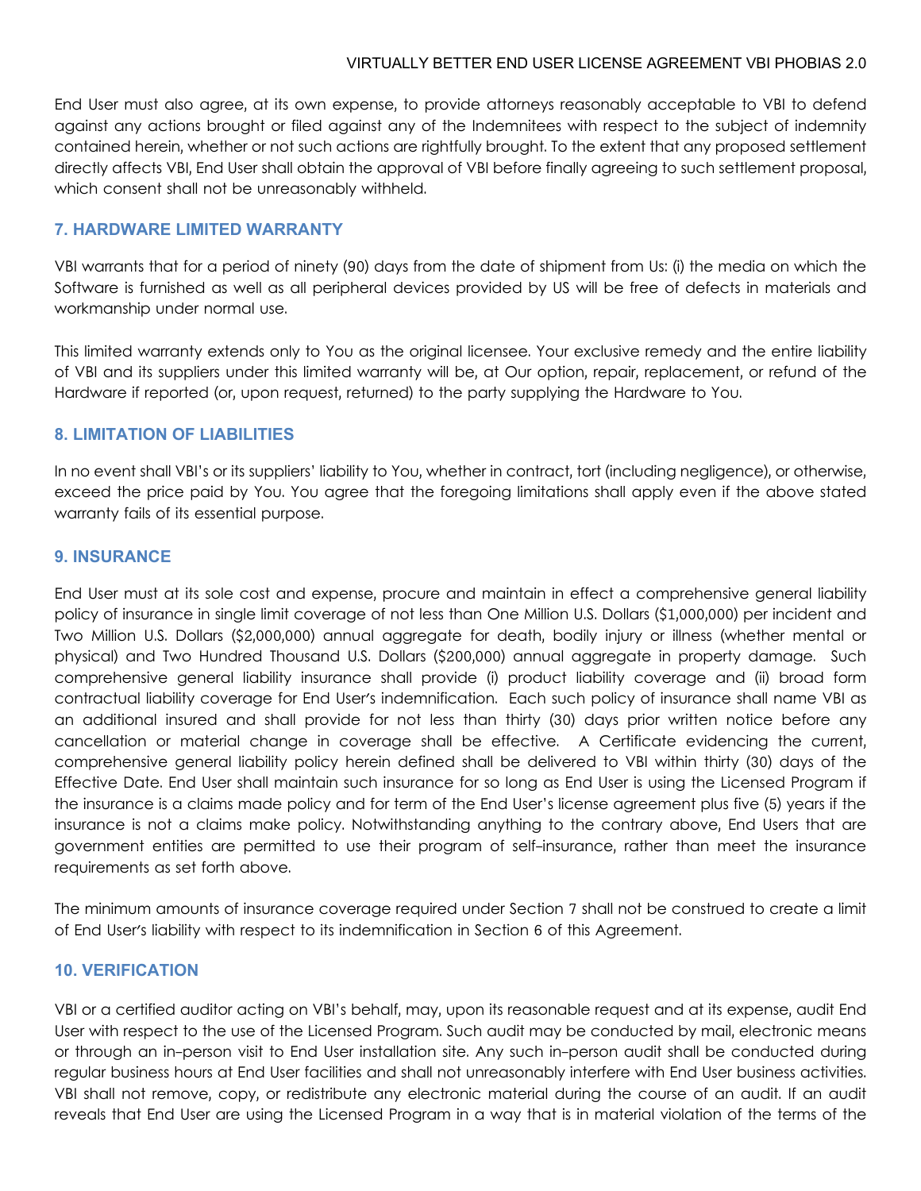End User must also agree, at its own expense, to provide attorneys reasonably acceptable to VBI to defend against any actions brought or filed against any of the Indemnitees with respect to the subject of indemnity contained herein, whether or not such actions are rightfully brought. To the extent that any proposed settlement directly affects VBI, End User shall obtain the approval of VBI before finally agreeing to such settlement proposal, which consent shall not be unreasonably withheld.

## 7. HARDWARE LIMITED WARRANTY

VBI warrants that for a period of ninety (90) days from the date of shipment from Us: (i) the media on which the Software is furnished as well as all peripheral devices provided by US will be free of defects in materials and workmanship under normal use.

This limited warranty extends only to You as the original licensee. Your exclusive remedy and the entire liability of VBI and its suppliers under this limited warranty will be, at Our option, repair, replacement, or refund of the Hardware if reported (or, upon request, returned) to the party supplying the Hardware to You.

## 8. LIMITATION OF LIABILITIES

In no event shall VBI's or its suppliers' liability to You, whether in contract, tort (including negligence), or otherwise, exceed the price paid by You. You agree that the foregoing limitations shall apply even if the above stated warranty fails of its essential purpose.

## 9. INSURANCE

End User must at its sole cost and expense, procure and maintain in effect a comprehensive general liability policy of insurance in single limit coverage of not less than One Million U.S. Dollars ($1,000,000) per incident and Two Million U.S. Dollars ($2,000,000) annual aggregate for death, bodily injury or illness (whether mental or physical) and Two Hundred Thousand U.S. Dollars ($200,000) annual aggregate in property damage. Such comprehensive general liability insurance shall provide (i) product liability coverage and (ii) broad form contractual liability coverage for End User's indemnification. Each such policy of insurance shall name VBI as an additional insured and shall provide for not less than thirty (30) days prior written notice before any cancellation or material change in coverage shall be effective. A Certificate evidencing the current, comprehensive general liability policy herein defined shall be delivered to VBI within thirty (30) days of the Effective Date. End User shall maintain such insurance for so long as End User is using the Licensed Program if the insurance is a claims made policy and for term of the End User's license agreement plus five (5) years if the insurance is not a claims make policy. Notwithstanding anything to the contrary above, End Users that are government entities are permitted to use their program of self-insurance, rather than meet the insurance requirements as set forth above.

The minimum amounts of insurance coverage required under Section 7 shall not be construed to create a limit of End User's liability with respect to its indemnification in Section 6 of this Agreement.

## 10. VERIFICATION

VBI or a certified auditor acting on VBI's behalf, may, upon its reasonable request and at its expense, audit End User with respect to the use of the Licensed Program. Such audit may be conducted by mail, electronic means or through an in-person visit to End User installation site. Any such in-person audit shall be conducted during regular business hours at End User facilities and shall not unreasonably interfere with End User business activities. VBI shall not remove, copy, or redistribute any electronic material during the course of an audit. If an audit reveals that End User are using the Licensed Program in a way that is in material violation of the terms of the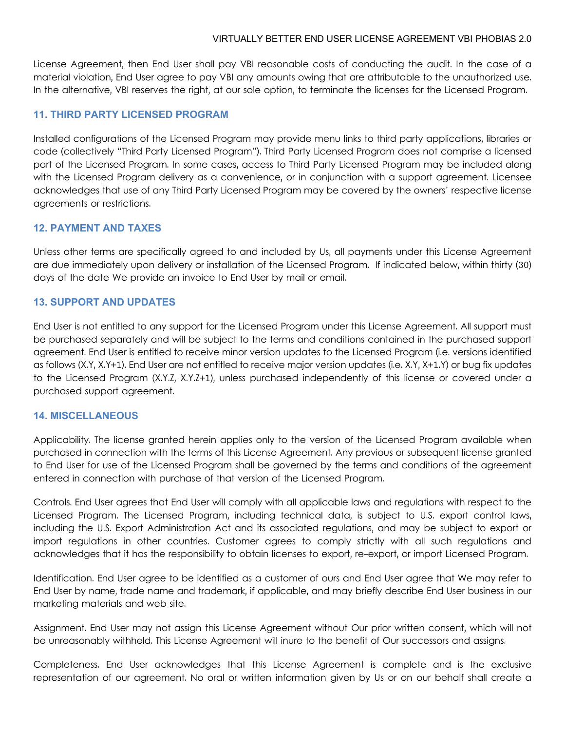License Agreement, then End User shall pay VBI reasonable costs of conducting the audit. In the case of a material violation, End User agree to pay VBI any amounts owing that are attributable to the unauthorized use. In the alternative, VBI reserves the right, at our sole option, to terminate the licenses for the Licensed Program.

## 11. THIRD PARTY LICENSED PROGRAM

Installed configurations of the Licensed Program may provide menu links to third party applications, libraries or code (collectively "Third Party Licensed Program"). Third Party Licensed Program does not comprise a licensed part of the Licensed Program. In some cases, access to Third Party Licensed Program may be included along with the Licensed Program delivery as a convenience, or in conjunction with a support agreement. Licensee acknowledges that use of any Third Party Licensed Program may be covered by the owners' respective license agreements or restrictions.

## 12. PAYMENT AND TAXES

Unless other terms are specifically agreed to and included by Us, all payments under this License Agreement are due immediately upon delivery or installation of the Licensed Program. If indicated below, within thirty (30) days of the date We provide an invoice to End User by mail or email.

## 13. SUPPORT AND UPDATES

End User is not entitled to any support for the Licensed Program under this License Agreement. All support must be purchased separately and will be subject to the terms and conditions contained in the purchased support agreement. End User is entitled to receive minor version updates to the Licensed Program (i.e. versions identified as follows (X.Y, X.Y+1). End User are not entitled to receive major version updates (i.e. X.Y, X+1.Y) or bug fix updates to the Licensed Program (X.Y.Z, X.Y.Z+1), unless purchased independently of this license or covered under a purchased support agreement.

## 14. MISCELLANEOUS

Applicability. The license granted herein applies only to the version of the Licensed Program available when purchased in connection with the terms of this License Agreement. Any previous or subsequent license granted to End User for use of the Licensed Program shall be governed by the terms and conditions of the agreement entered in connection with purchase of that version of the Licensed Program.

Controls. End User agrees that End User will comply with all applicable laws and regulations with respect to the Licensed Program. The Licensed Program, including technical data, is subject to U.S. export control laws, including the U.S. Export Administration Act and its associated regulations, and may be subject to export or import regulations in other countries. Customer agrees to comply strictly with all such regulations and acknowledges that it has the responsibility to obtain licenses to export, re-export, or import Licensed Program.

Identification. End User agree to be identified as a customer of ours and End User agree that We may refer to End User by name, trade name and trademark, if applicable, and may briefly describe End User business in our marketing materials and web site.

Assignment. End User may not assign this License Agreement without Our prior written consent, which will not be unreasonably withheld. This License Agreement will inure to the benefit of Our successors and assigns.

Completeness. End User acknowledges that this License Agreement is complete and is the exclusive representation of our agreement. No oral or written information given by Us or on our behalf shall create a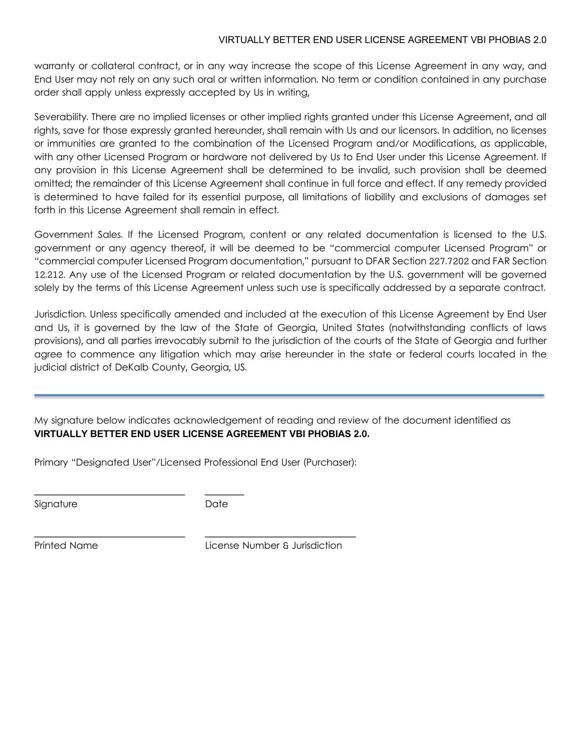warranty or collateral contract, or in any way increase the scope of this License Agreement in any way, and End User may not rely on any such oral or written information. No term or condition contained in any purchase order shall apply unless expressly accepted by Us in writing,

Severability. There are no implied licenses or other implied rights granted under this License Agreement, and all rights, save for those expressly granted hereunder, shall remain with Us and our licensors. In addition, no licenses or immunities are granted to the combination of the Licensed Program and/or Modifications, as applicable, with any other Licensed Program or hardware not delivered by Us to End User under this License Agreement. If any provision in this License Agreement shall be determined to be invalid, such provision shall be deemed omitted; the remainder of this License Agreement shall continue in full force and effect. If any remedy provided is determined to have failed for its essential purpose, all limitations of liability and exclusions of damages set forth in this License Agreement shall remain in effect.

Government Sales. If the Licensed Program, content or any related documentation is licensed to the U.S. government or any agency thereof, it will be deemed to be "commercial computer Licensed Program" or "commercial computer Licensed Program documentation," pursuant to DFAR Section 227.7202 and FAR Section 12.212. Any use of the Licensed Program or related documentation by the U.S. government will be governed solely by the terms of this License Agreement unless such use is specifically addressed by a separate contract.

Jurisdiction. Unless specifically amended and included at the execution of this License Agreement by End User and Us, it is governed by the law of the State of Georgia, United States (notwithstanding conflicts of laws provisions), and all parties irrevocably submit to the jurisdiction of the courts of the State of Georgia and further agree to commence any litigation which may arise hereunder in the state or federal courts located in the judicial district of DeKalb County, Georgia, US.

---

My signature below indicates acknowledgement of reading and review of the document identified as **VIRTUALLY BETTER END USER LICENSE AGREEMENT VBI PHOBIAS 2.0.**

Primary "Designated User"/Licensed Professional End User (Purchaser):

______________________________ ________
Signature Date

______________________________ ______________________________
Printed Name License Number & Jurisdiction